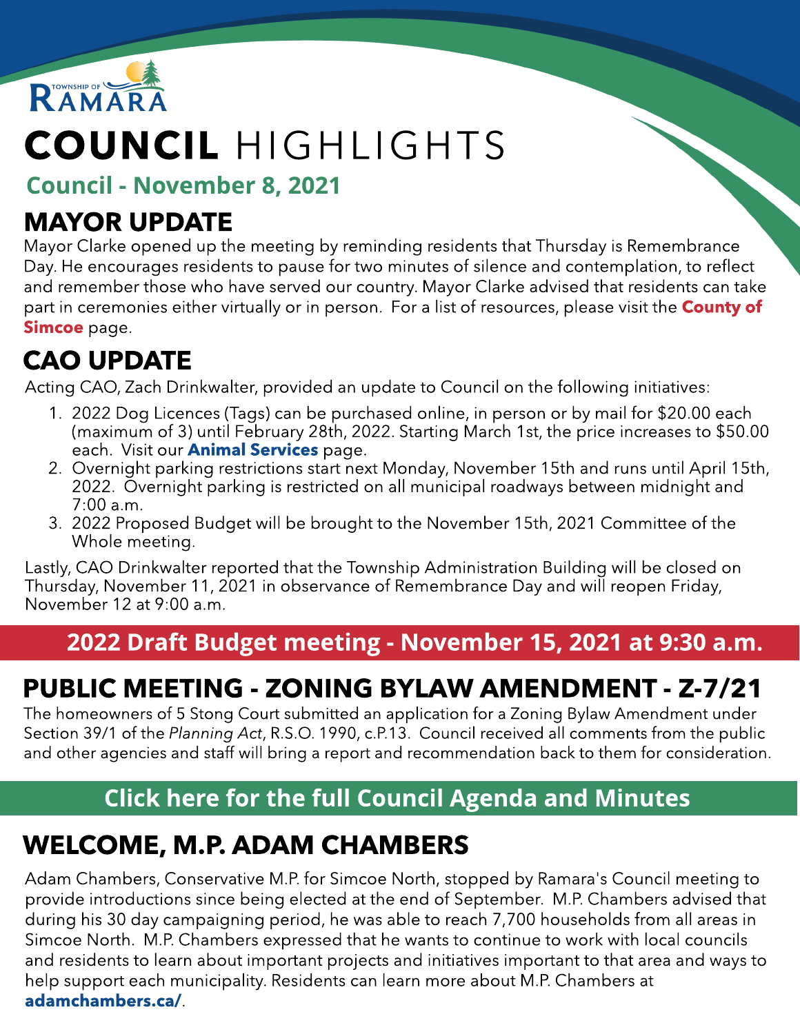TOWNSHIP OF RAMARA

# COUNCIL HIGHLIGHTS

**Council - November 8, 2021**

## MAYOR UPDATE

Mayor Clarke opened up the meeting by reminding residents that Thursday is Remembrance Day. He encourages residents to pause for two minutes of silence and contemplation, to reflect and remember those who have served our country. Mayor Clarke advised that residents can take part in ceremonies either virtually or in person. For a list of resources, please visit the **County of Simcoe** page.

## CAO UPDATE

Acting CAO, Zach Drinkwalter, provided an update to Council on the following initiatives:

1. 2022 Dog Licences (Tags) can be purchased online, in person or by mail for $20.00 each (maximum of 3) until February 28th, 2022. Starting March 1st, the price increases to $50.00 each. Visit our **Animal Services** page.
2. Overnight parking restrictions start next Monday, November 15th and runs until April 15th, 2022. Overnight parking is restricted on all municipal roadways between midnight and 7:00 a.m.
3. 2022 Proposed Budget will be brought to the November 15th, 2021 Committee of the Whole meeting.

Lastly, CAO Drinkwalter reported that the Township Administration Building will be closed on Thursday, November 11, 2021 in observance of Remembrance Day and will reopen Friday, November 12 at 9:00 a.m.

**2022 Draft Budget meeting - November 15, 2021 at 9:30 a.m.**

## PUBLIC MEETING - ZONING BYLAW AMENDMENT - Z-7/21

The homeowners of 5 Stong Court submitted an application for a Zoning Bylaw Amendment under Section 39/1 of the *Planning Act*, R.S.O. 1990, c.P.13. Council received all comments from the public and other agencies and staff will bring a report and recommendation back to them for consideration.

**Click here for the full Council Agenda and Minutes**

## WELCOME, M.P. ADAM CHAMBERS

Adam Chambers, Conservative M.P. for Simcoe North, stopped by Ramara's Council meeting to provide introductions since being elected at the end of September. M.P. Chambers advised that during his 30 day campaigning period, he was able to reach 7,700 households from all areas in Simcoe North. M.P. Chambers expressed that he wants to continue to work with local councils and residents to learn about important projects and initiatives important to that area and ways to help support each municipality. Residents can learn more about M.P. Chambers at **adamchambers.ca/**.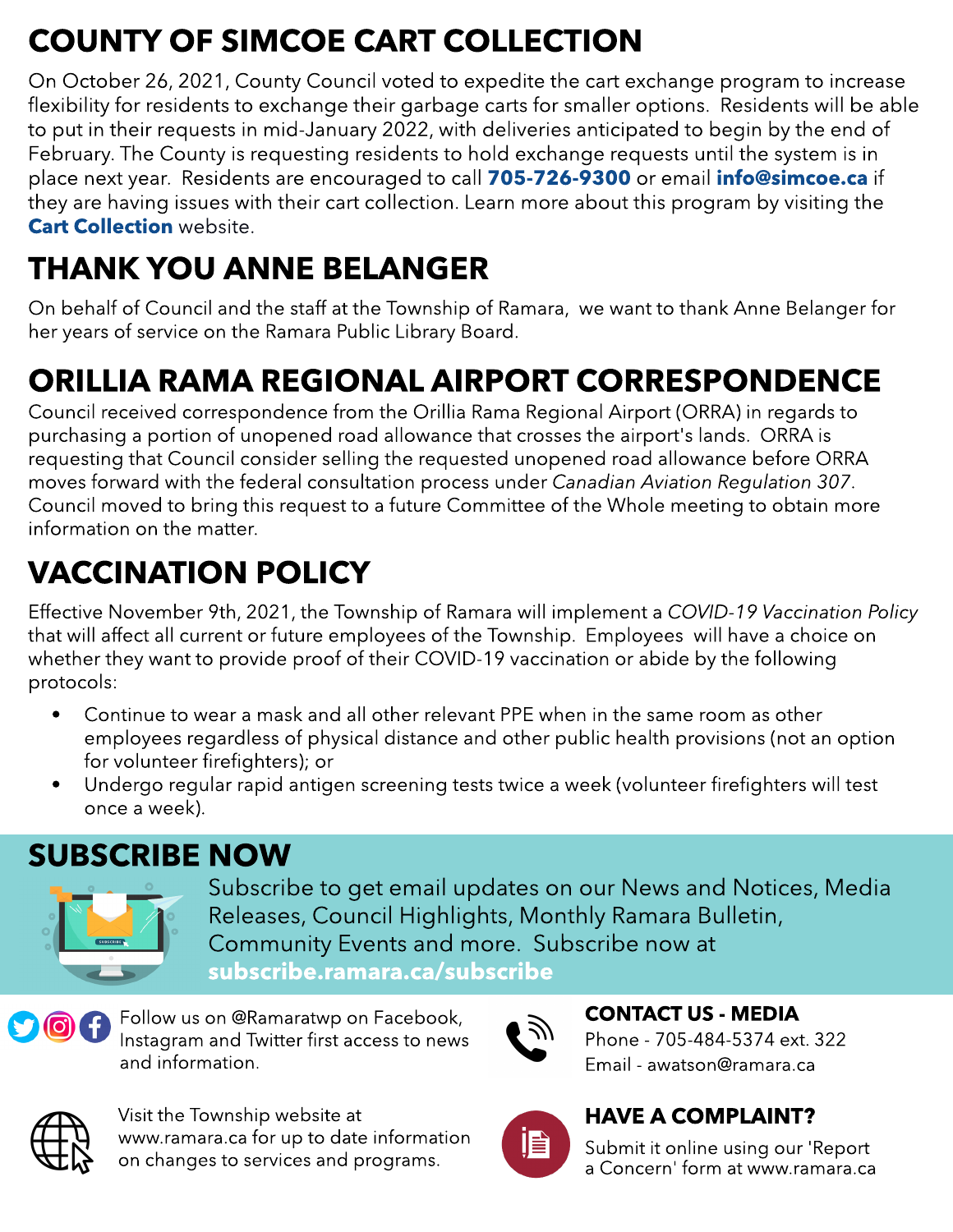## COUNTY OF SIMCOE CART COLLECTION

On October 26, 2021, County Council voted to expedite the cart exchange program to increase flexibility for residents to exchange their garbage carts for smaller options. Residents will be able to put in their requests in mid-January 2022, with deliveries anticipated to begin by the end of February. The County is requesting residents to hold exchange requests until the system is in place next year. Residents are encouraged to call **705-726-9300** or email **info@simcoe.ca** if they are having issues with their cart collection. Learn more about this program by visiting the **Cart Collection** website.

## THANK YOU ANNE BELANGER

On behalf of Council and the staff at the Township of Ramara, we want to thank Anne Belanger for her years of service on the Ramara Public Library Board.

## ORILLIA RAMA REGIONAL AIRPORT CORRESPONDENCE

Council received correspondence from the Orillia Rama Regional Airport (ORRA) in regards to purchasing a portion of unopened road allowance that crosses the airport's lands. ORRA is requesting that Council consider selling the requested unopened road allowance before ORRA moves forward with the federal consultation process under *Canadian Aviation Regulation 307*. Council moved to bring this request to a future Committee of the Whole meeting to obtain more information on the matter.

## VACCINATION POLICY

Effective November 9th, 2021, the Township of Ramara will implement a *COVID-19 Vaccination Policy* that will affect all current or future employees of the Township. Employees will have a choice on whether they want to provide proof of their COVID-19 vaccination or abide by the following protocols:

- Continue to wear a mask and all other relevant PPE when in the same room as other employees regardless of physical distance and other public health provisions (not an option for volunteer firefighters); or
- Undergo regular rapid antigen screening tests twice a week (volunteer firefighters will test once a week).

## SUBSCRIBE NOW

Subscribe to get email updates on our News and Notices, Media Releases, Council Highlights, Monthly Ramara Bulletin, Community Events and more. Subscribe now at **subscribe.ramara.ca/subscribe**

Follow us on @Ramaratwp on Facebook, Instagram and Twitter first access to news and information.

Visit the Township website at www.ramara.ca for up to date information on changes to services and programs.

### CONTACT US - MEDIA

Phone - 705-484-5374 ext. 322
Email - awatson@ramara.ca

### HAVE A COMPLAINT?

Submit it online using our 'Report a Concern' form at www.ramara.ca